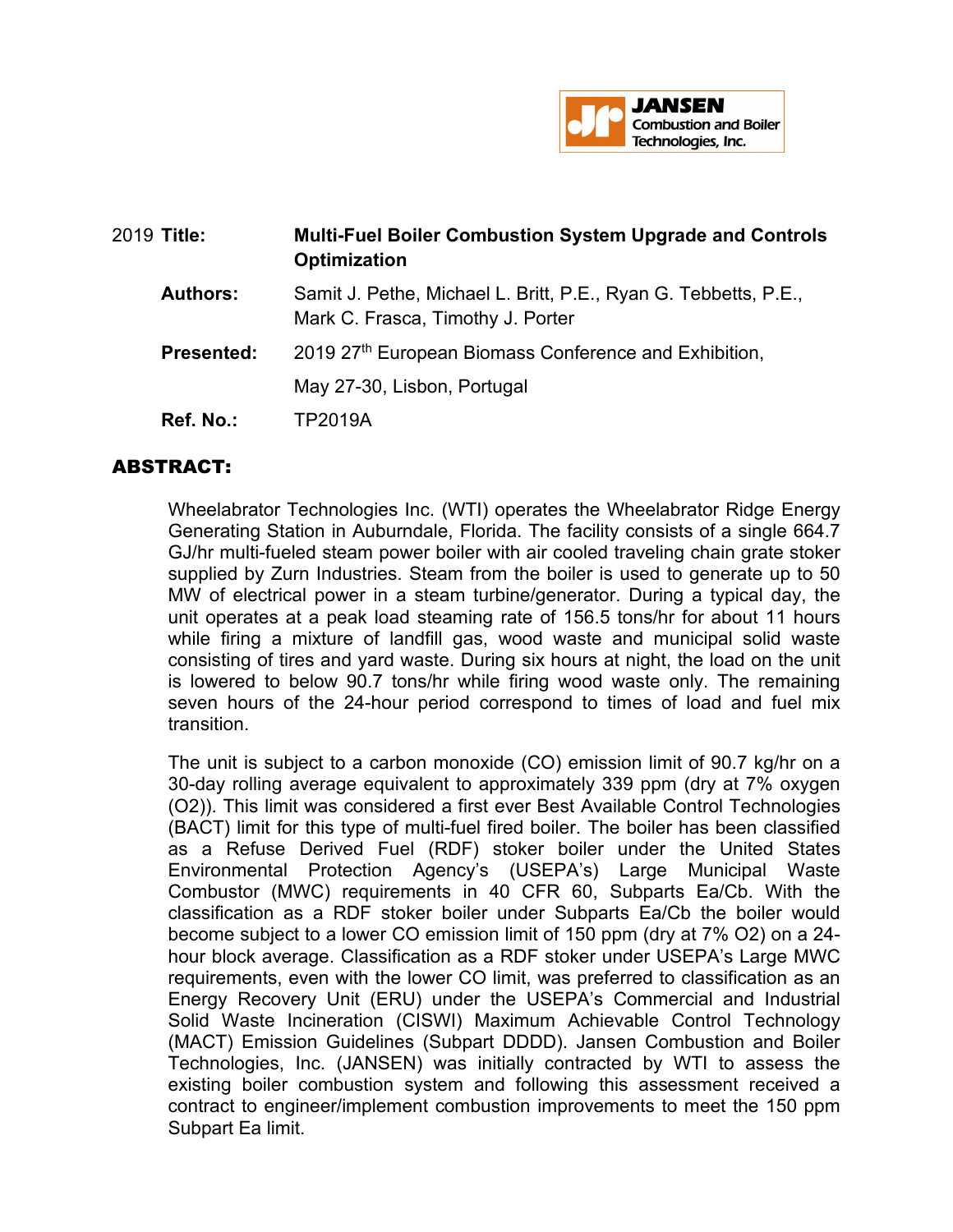JANSEN Combustion and Boiler Technologies, Inc.

| 2019 **Title:** | **Multi-Fuel Boiler Combustion System Upgrade and Controls Optimization** |
|---|---|
| **Authors:** | Samit J. Pethe, Michael L. Britt, P.E., Ryan G. Tebbetts, P.E., Mark C. Frasca, Timothy J. Porter |
| **Presented:** | 2019 27th European Biomass Conference and Exhibition, May 27-30, Lisbon, Portugal |
| **Ref. No.:** | TP2019A |

## ABSTRACT:

Wheelabrator Technologies Inc. (WTI) operates the Wheelabrator Ridge Energy Generating Station in Auburndale, Florida. The facility consists of a single 664.7 GJ/hr multi-fueled steam power boiler with air cooled traveling chain grate stoker supplied by Zurn Industries. Steam from the boiler is used to generate up to 50 MW of electrical power in a steam turbine/generator. During a typical day, the unit operates at a peak load steaming rate of 156.5 tons/hr for about 11 hours while firing a mixture of landfill gas, wood waste and municipal solid waste consisting of tires and yard waste. During six hours at night, the load on the unit is lowered to below 90.7 tons/hr while firing wood waste only. The remaining seven hours of the 24-hour period correspond to times of load and fuel mix transition.

The unit is subject to a carbon monoxide (CO) emission limit of 90.7 kg/hr on a 30-day rolling average equivalent to approximately 339 ppm (dry at 7% oxygen ($O_2$)). This limit was considered a first ever Best Available Control Technologies (BACT) limit for this type of multi-fuel fired boiler. The boiler has been classified as a Refuse Derived Fuel (RDF) stoker boiler under the United States Environmental Protection Agency's (USEPA's) Large Municipal Waste Combustor (MWC) requirements in 40 CFR 60, Subparts Ea/Cb. With the classification as a RDF stoker boiler under Subparts Ea/Cb the boiler would become subject to a lower CO emission limit of 150 ppm (dry at 7% $O_2$) on a 24-hour block average. Classification as a RDF stoker under USEPA's Large MWC requirements, even with the lower CO limit, was preferred to classification as an Energy Recovery Unit (ERU) under the USEPA's Commercial and Industrial Solid Waste Incineration (CISWI) Maximum Achievable Control Technology (MACT) Emission Guidelines (Subpart DDDD). Jansen Combustion and Boiler Technologies, Inc. (JANSEN) was initially contracted by WTI to assess the existing boiler combustion system and following this assessment received a contract to engineer/implement combustion improvements to meet the 150 ppm Subpart Ea limit.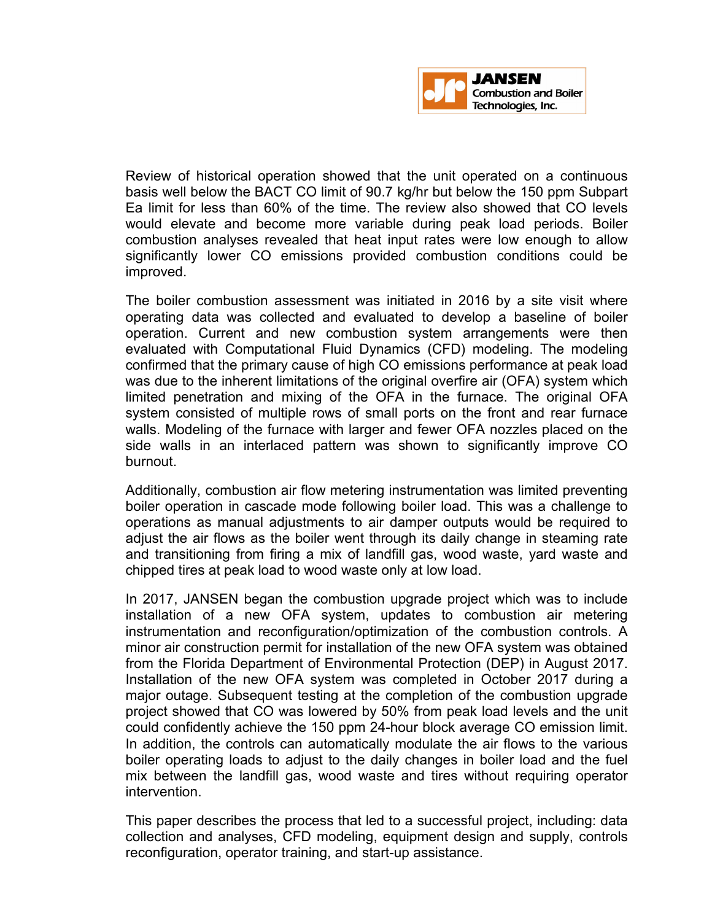Review of historical operation showed that the unit operated on a continuous basis well below the BACT CO limit of 90.7 kg/hr but below the 150 ppm Subpart Ea limit for less than 60% of the time. The review also showed that CO levels would elevate and become more variable during peak load periods. Boiler combustion analyses revealed that heat input rates were low enough to allow significantly lower CO emissions provided combustion conditions could be improved.

The boiler combustion assessment was initiated in 2016 by a site visit where operating data was collected and evaluated to develop a baseline of boiler operation. Current and new combustion system arrangements were then evaluated with Computational Fluid Dynamics (CFD) modeling. The modeling confirmed that the primary cause of high CO emissions performance at peak load was due to the inherent limitations of the original overfire air (OFA) system which limited penetration and mixing of the OFA in the furnace. The original OFA system consisted of multiple rows of small ports on the front and rear furnace walls. Modeling of the furnace with larger and fewer OFA nozzles placed on the side walls in an interlaced pattern was shown to significantly improve CO burnout.

Additionally, combustion air flow metering instrumentation was limited preventing boiler operation in cascade mode following boiler load. This was a challenge to operations as manual adjustments to air damper outputs would be required to adjust the air flows as the boiler went through its daily change in steaming rate and transitioning from firing a mix of landfill gas, wood waste, yard waste and chipped tires at peak load to wood waste only at low load.

In 2017, JANSEN began the combustion upgrade project which was to include installation of a new OFA system, updates to combustion air metering instrumentation and reconfiguration/optimization of the combustion controls. A minor air construction permit for installation of the new OFA system was obtained from the Florida Department of Environmental Protection (DEP) in August 2017. Installation of the new OFA system was completed in October 2017 during a major outage. Subsequent testing at the completion of the combustion upgrade project showed that CO was lowered by 50% from peak load levels and the unit could confidently achieve the 150 ppm 24-hour block average CO emission limit. In addition, the controls can automatically modulate the air flows to the various boiler operating loads to adjust to the daily changes in boiler load and the fuel mix between the landfill gas, wood waste and tires without requiring operator intervention.

This paper describes the process that led to a successful project, including: data collection and analyses, CFD modeling, equipment design and supply, controls reconfiguration, operator training, and start-up assistance.